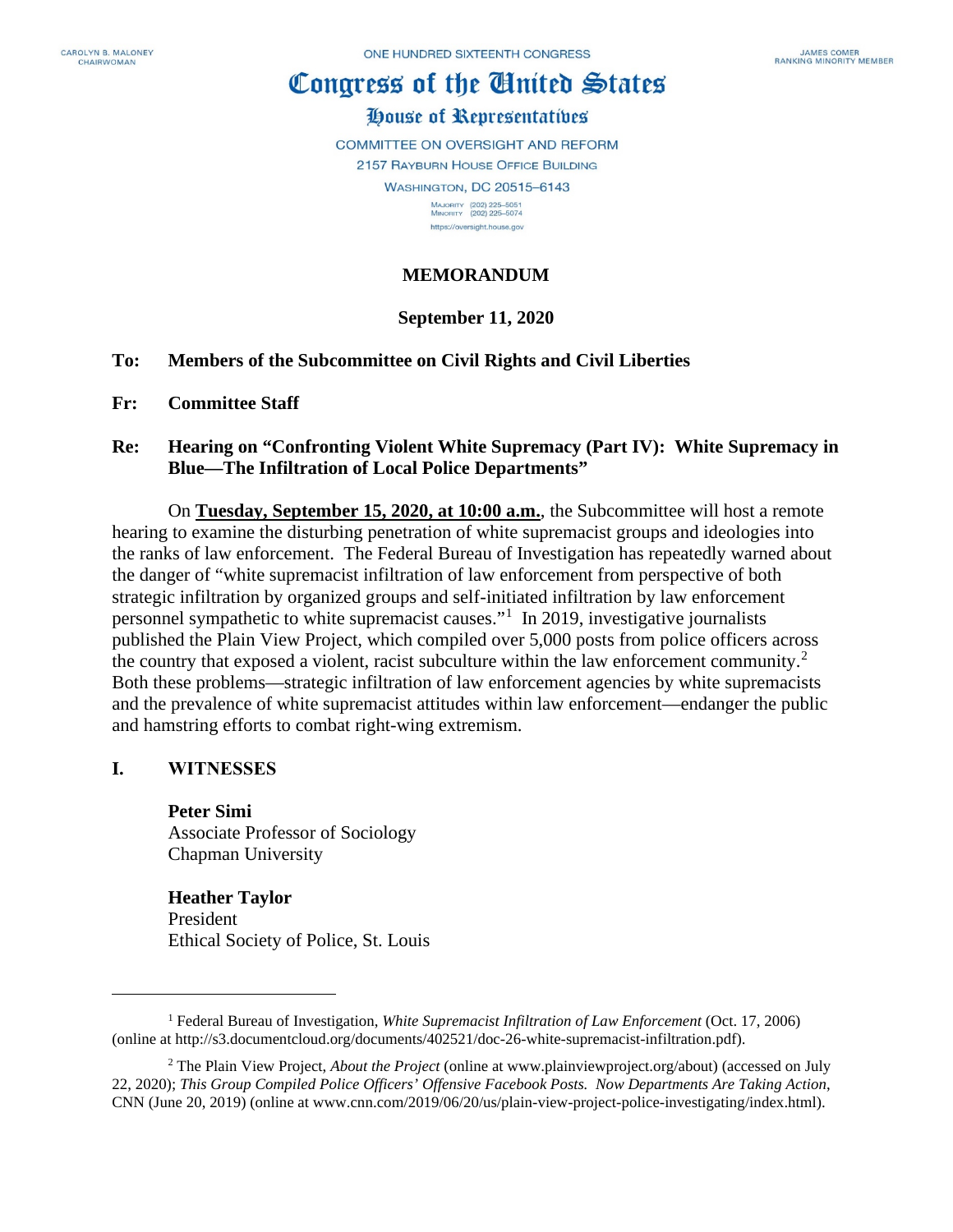CAROLYN B. MALONEY
CHAIRWOMAN

ONE HUNDRED SIXTEENTH CONGRESS

JAMES COMER
RANKING MINORITY MEMBER

# Congress of the United States

## House of Representatives

COMMITTEE ON OVERSIGHT AND REFORM
2157 RAYBURN HOUSE OFFICE BUILDING
WASHINGTON, DC 20515–6143

MAJORITY (202) 225–5051
MINORITY (202) 225–5074
https://oversight.house.gov

**MEMORANDUM**

**September 11, 2020**

**To:** **Members of the Subcommittee on Civil Rights and Civil Liberties**

**Fr:** **Committee Staff**

**Re:** **Hearing on "Confronting Violent White Supremacy (Part IV): White Supremacy in Blue—The Infiltration of Local Police Departments"**

On **Tuesday, September 15, 2020, at 10:00 a.m.**, the Subcommittee will host a remote hearing to examine the disturbing penetration of white supremacist groups and ideologies into the ranks of law enforcement. The Federal Bureau of Investigation has repeatedly warned about the danger of "white supremacist infiltration of law enforcement from perspective of both strategic infiltration by organized groups and self-initiated infiltration by law enforcement personnel sympathetic to white supremacist causes."[1] In 2019, investigative journalists published the Plain View Project, which compiled over 5,000 posts from police officers across the country that exposed a violent, racist subculture within the law enforcement community.[2] Both these problems—strategic infiltration of law enforcement agencies by white supremacists and the prevalence of white supremacist attitudes within law enforcement—endanger the public and hamstring efforts to combat right-wing extremism.

## I. WITNESSES

**Peter Simi**
Associate Professor of Sociology
Chapman University

**Heather Taylor**
President
Ethical Society of Police, St. Louis

---

[1] Federal Bureau of Investigation, *White Supremacist Infiltration of Law Enforcement* (Oct. 17, 2006) (online at http://s3.documentcloud.org/documents/402521/doc-26-white-supremacist-infiltration.pdf).

[2] The Plain View Project, *About the Project* (online at www.plainviewproject.org/about) (accessed on July 22, 2020); *This Group Compiled Police Officers' Offensive Facebook Posts. Now Departments Are Taking Action*, CNN (June 20, 2019) (online at www.cnn.com/2019/06/20/us/plain-view-project-police-investigating/index.html).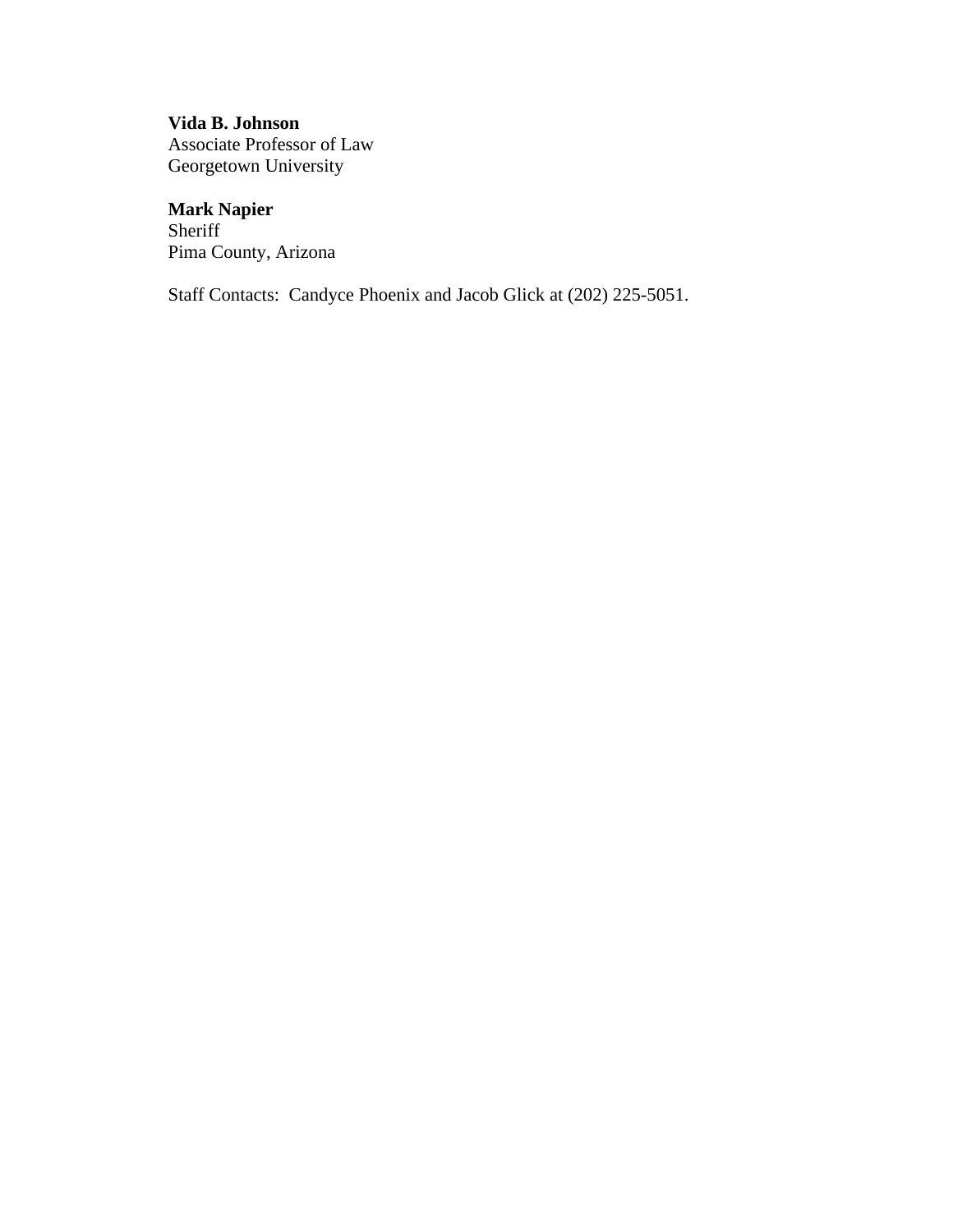**Vida B. Johnson**
Associate Professor of Law
Georgetown University

**Mark Napier**
Sheriff
Pima County, Arizona

Staff Contacts: Candyce Phoenix and Jacob Glick at (202) 225-5051.